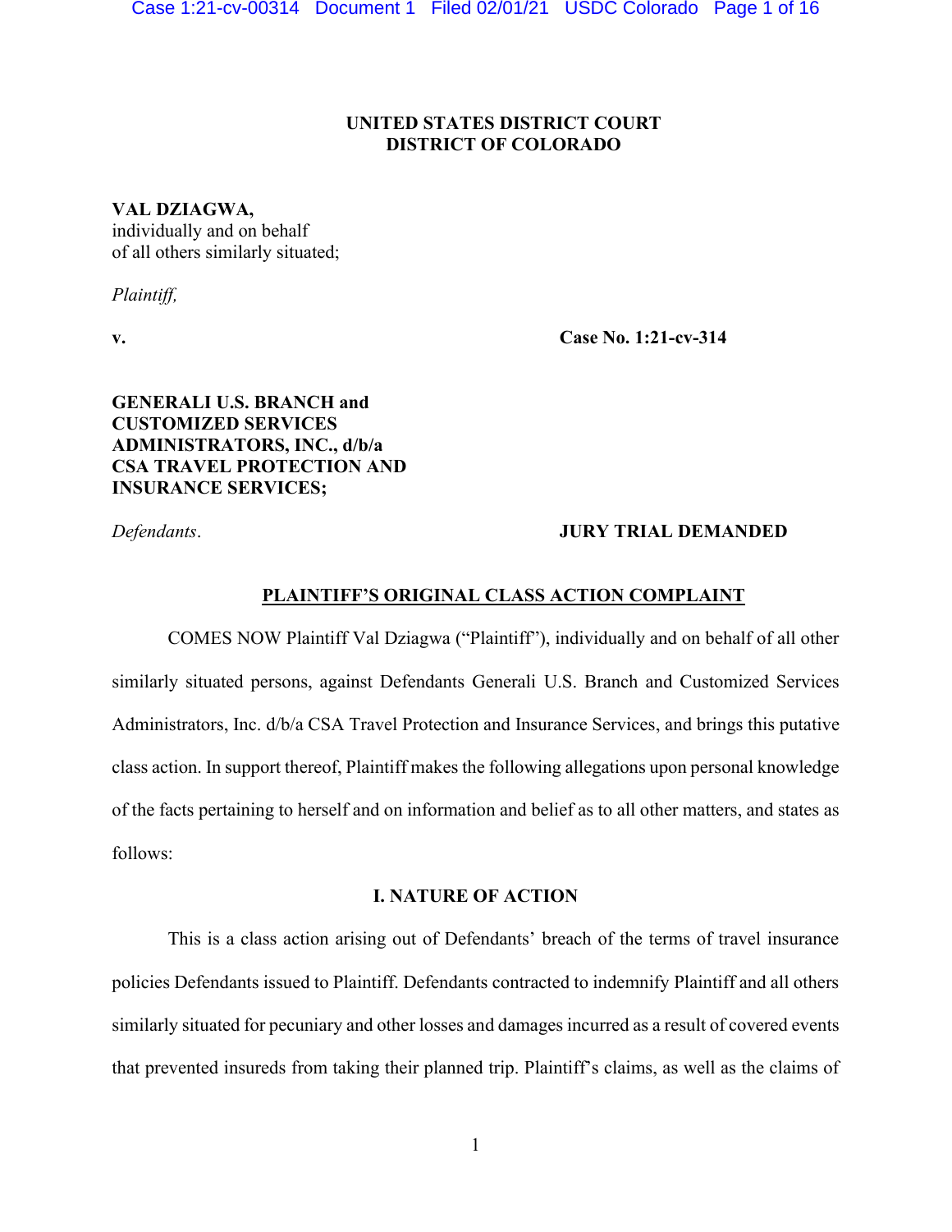**UNITED STATES DISTRICT COURT**
**DISTRICT OF COLORADO**

**VAL DZIAGWA,**
individually and on behalf
of all others similarly situated;

*Plaintiff,*

**v.** **Case No. 1:21-cv-314**

**GENERALI U.S. BRANCH and CUSTOMIZED SERVICES ADMINISTRATORS, INC., d/b/a CSA TRAVEL PROTECTION AND INSURANCE SERVICES;**

*Defendants*. **JURY TRIAL DEMANDED**

**PLAINTIFF'S ORIGINAL CLASS ACTION COMPLAINT**

COMES NOW Plaintiff Val Dziagwa ("Plaintiff"), individually and on behalf of all other similarly situated persons, against Defendants Generali U.S. Branch and Customized Services Administrators, Inc. d/b/a CSA Travel Protection and Insurance Services, and brings this putative class action. In support thereof, Plaintiff makes the following allegations upon personal knowledge of the facts pertaining to herself and on information and belief as to all other matters, and states as follows:

## I. NATURE OF ACTION

This is a class action arising out of Defendants' breach of the terms of travel insurance policies Defendants issued to Plaintiff. Defendants contracted to indemnify Plaintiff and all others similarly situated for pecuniary and other losses and damages incurred as a result of covered events that prevented insureds from taking their planned trip. Plaintiff's claims, as well as the claims of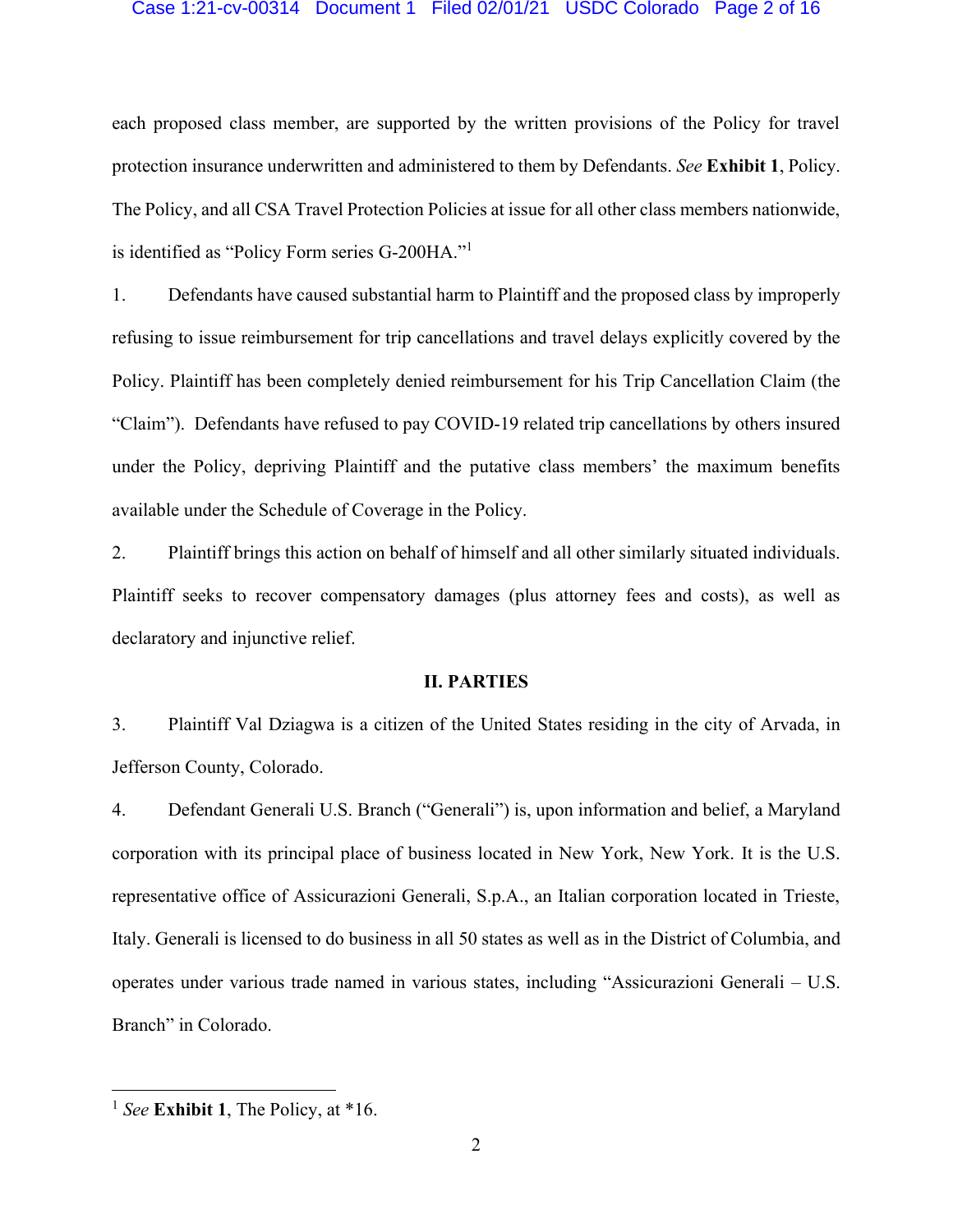each proposed class member, are supported by the written provisions of the Policy for travel protection insurance underwritten and administered to them by Defendants. *See* **Exhibit 1**, Policy. The Policy, and all CSA Travel Protection Policies at issue for all other class members nationwide, is identified as "Policy Form series G-200HA."[1]

1. Defendants have caused substantial harm to Plaintiff and the proposed class by improperly refusing to issue reimbursement for trip cancellations and travel delays explicitly covered by the Policy. Plaintiff has been completely denied reimbursement for his Trip Cancellation Claim (the "Claim"). Defendants have refused to pay COVID-19 related trip cancellations by others insured under the Policy, depriving Plaintiff and the putative class members' the maximum benefits available under the Schedule of Coverage in the Policy.

2. Plaintiff brings this action on behalf of himself and all other similarly situated individuals. Plaintiff seeks to recover compensatory damages (plus attorney fees and costs), as well as declaratory and injunctive relief.

## II. PARTIES

3. Plaintiff Val Dziagwa is a citizen of the United States residing in the city of Arvada, in Jefferson County, Colorado.

4. Defendant Generali U.S. Branch ("Generali") is, upon information and belief, a Maryland corporation with its principal place of business located in New York, New York. It is the U.S. representative office of Assicurazioni Generali, S.p.A., an Italian corporation located in Trieste, Italy. Generali is licensed to do business in all 50 states as well as in the District of Columbia, and operates under various trade named in various states, including "Assicurazioni Generali – U.S. Branch" in Colorado.

---

[1] *See* **Exhibit 1**, The Policy, at *16.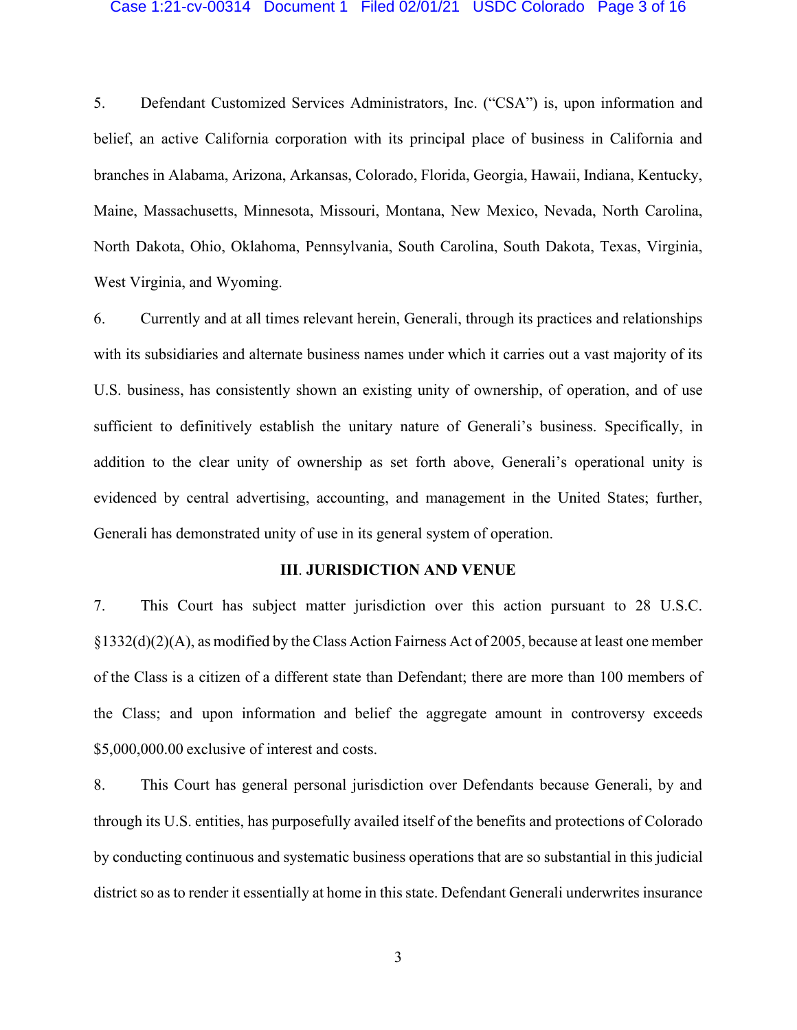5. Defendant Customized Services Administrators, Inc. ("CSA") is, upon information and belief, an active California corporation with its principal place of business in California and branches in Alabama, Arizona, Arkansas, Colorado, Florida, Georgia, Hawaii, Indiana, Kentucky, Maine, Massachusetts, Minnesota, Missouri, Montana, New Mexico, Nevada, North Carolina, North Dakota, Ohio, Oklahoma, Pennsylvania, South Carolina, South Dakota, Texas, Virginia, West Virginia, and Wyoming.

6. Currently and at all times relevant herein, Generali, through its practices and relationships with its subsidiaries and alternate business names under which it carries out a vast majority of its U.S. business, has consistently shown an existing unity of ownership, of operation, and of use sufficient to definitively establish the unitary nature of Generali's business. Specifically, in addition to the clear unity of ownership as set forth above, Generali's operational unity is evidenced by central advertising, accounting, and management in the United States; further, Generali has demonstrated unity of use in its general system of operation.

## III. JURISDICTION AND VENUE

7. This Court has subject matter jurisdiction over this action pursuant to 28 U.S.C. §1332(d)(2)(A), as modified by the Class Action Fairness Act of 2005, because at least one member of the Class is a citizen of a different state than Defendant; there are more than 100 members of the Class; and upon information and belief the aggregate amount in controversy exceeds $5,000,000.00 exclusive of interest and costs.

8. This Court has general personal jurisdiction over Defendants because Generali, by and through its U.S. entities, has purposefully availed itself of the benefits and protections of Colorado by conducting continuous and systematic business operations that are so substantial in this judicial district so as to render it essentially at home in this state. Defendant Generali underwrites insurance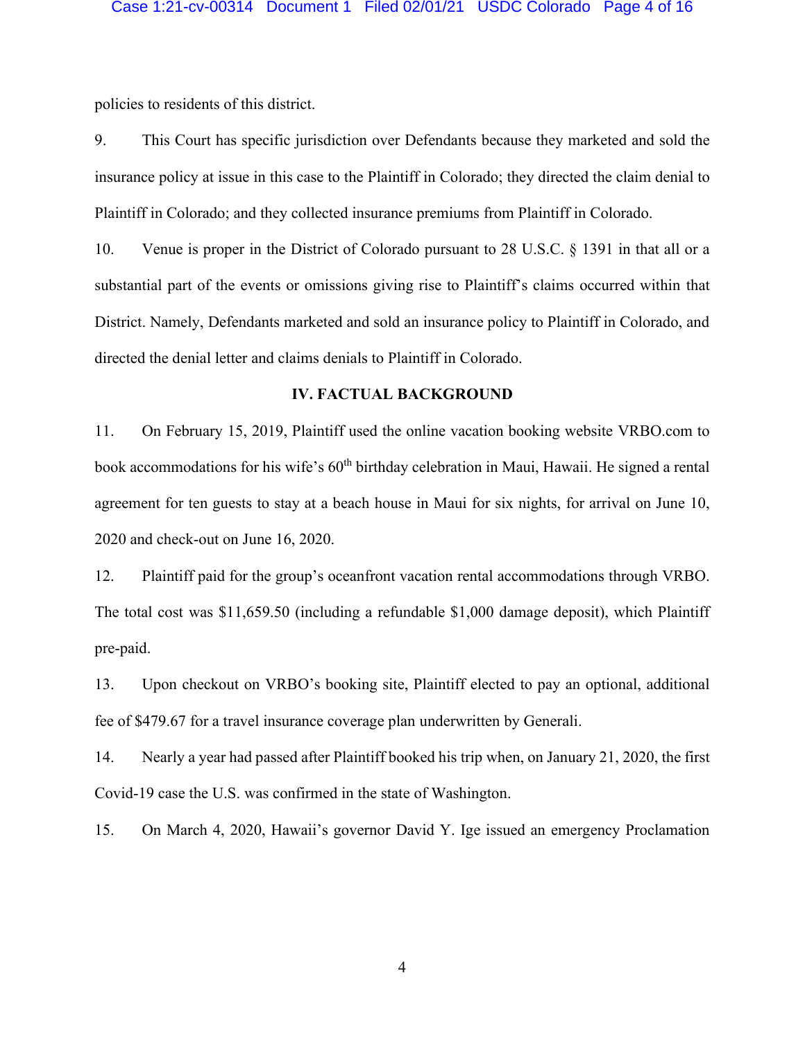policies to residents of this district.

9. This Court has specific jurisdiction over Defendants because they marketed and sold the insurance policy at issue in this case to the Plaintiff in Colorado; they directed the claim denial to Plaintiff in Colorado; and they collected insurance premiums from Plaintiff in Colorado.

10. Venue is proper in the District of Colorado pursuant to 28 U.S.C. § 1391 in that all or a substantial part of the events or omissions giving rise to Plaintiff's claims occurred within that District. Namely, Defendants marketed and sold an insurance policy to Plaintiff in Colorado, and directed the denial letter and claims denials to Plaintiff in Colorado.

## IV. FACTUAL BACKGROUND

11. On February 15, 2019, Plaintiff used the online vacation booking website VRBO.com to book accommodations for his wife's 60th birthday celebration in Maui, Hawaii. He signed a rental agreement for ten guests to stay at a beach house in Maui for six nights, for arrival on June 10, 2020 and check-out on June 16, 2020.

12. Plaintiff paid for the group's oceanfront vacation rental accommodations through VRBO. The total cost was $11,659.50 (including a refundable $1,000 damage deposit), which Plaintiff pre-paid.

13. Upon checkout on VRBO's booking site, Plaintiff elected to pay an optional, additional fee of $479.67 for a travel insurance coverage plan underwritten by Generali.

14. Nearly a year had passed after Plaintiff booked his trip when, on January 21, 2020, the first Covid-19 case the U.S. was confirmed in the state of Washington.

15. On March 4, 2020, Hawaii's governor David Y. Ige issued an emergency Proclamation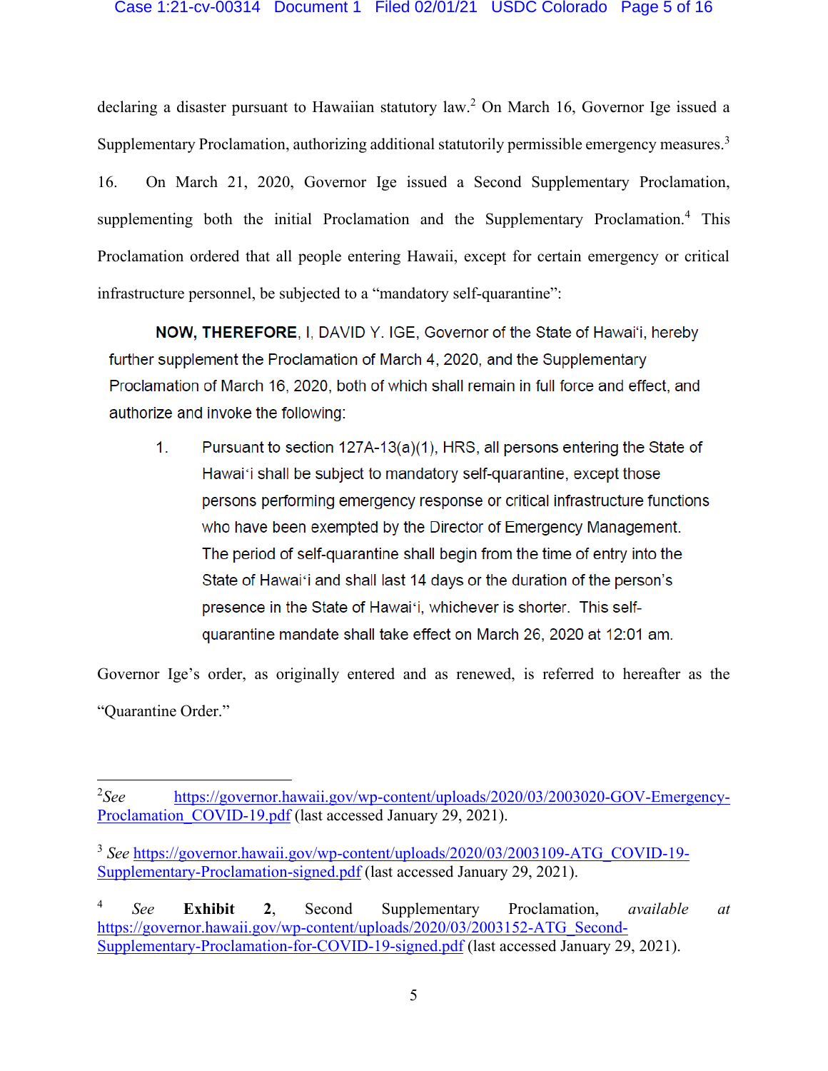declaring a disaster pursuant to Hawaiian statutory law.[2] On March 16, Governor Ige issued a Supplementary Proclamation, authorizing additional statutorily permissible emergency measures.[3]

16. On March 21, 2020, Governor Ige issued a Second Supplementary Proclamation, supplementing both the initial Proclamation and the Supplementary Proclamation.[4] This Proclamation ordered that all people entering Hawaii, except for certain emergency or critical infrastructure personnel, be subjected to a "mandatory self-quarantine":

> **NOW, THEREFORE**, I, DAVID Y. IGE, Governor of the State of Hawai'i, hereby further supplement the Proclamation of March 4, 2020, and the Supplementary Proclamation of March 16, 2020, both of which shall remain in full force and effect, and authorize and invoke the following:
>
> 1. Pursuant to section 127A-13(a)(1), HRS, all persons entering the State of Hawai'i shall be subject to mandatory self-quarantine, except those persons performing emergency response or critical infrastructure functions who have been exempted by the Director of Emergency Management. The period of self-quarantine shall begin from the time of entry into the State of Hawai'i and shall last 14 days or the duration of the person's presence in the State of Hawai'i, whichever is shorter. This self-quarantine mandate shall take effect on March 26, 2020 at 12:01 am.

Governor Ige's order, as originally entered and as renewed, is referred to hereafter as the "Quarantine Order."

---

[2] *See* https://governor.hawaii.gov/wp-content/uploads/2020/03/2003020-GOV-Emergency-Proclamation_COVID-19.pdf (last accessed January 29, 2021).

[3] *See* https://governor.hawaii.gov/wp-content/uploads/2020/03/2003109-ATG_COVID-19-Supplementary-Proclamation-signed.pdf (last accessed January 29, 2021).

[4] *See* **Exhibit 2**, Second Supplementary Proclamation, *available at* https://governor.hawaii.gov/wp-content/uploads/2020/03/2003152-ATG_Second-Supplementary-Proclamation-for-COVID-19-signed.pdf (last accessed January 29, 2021).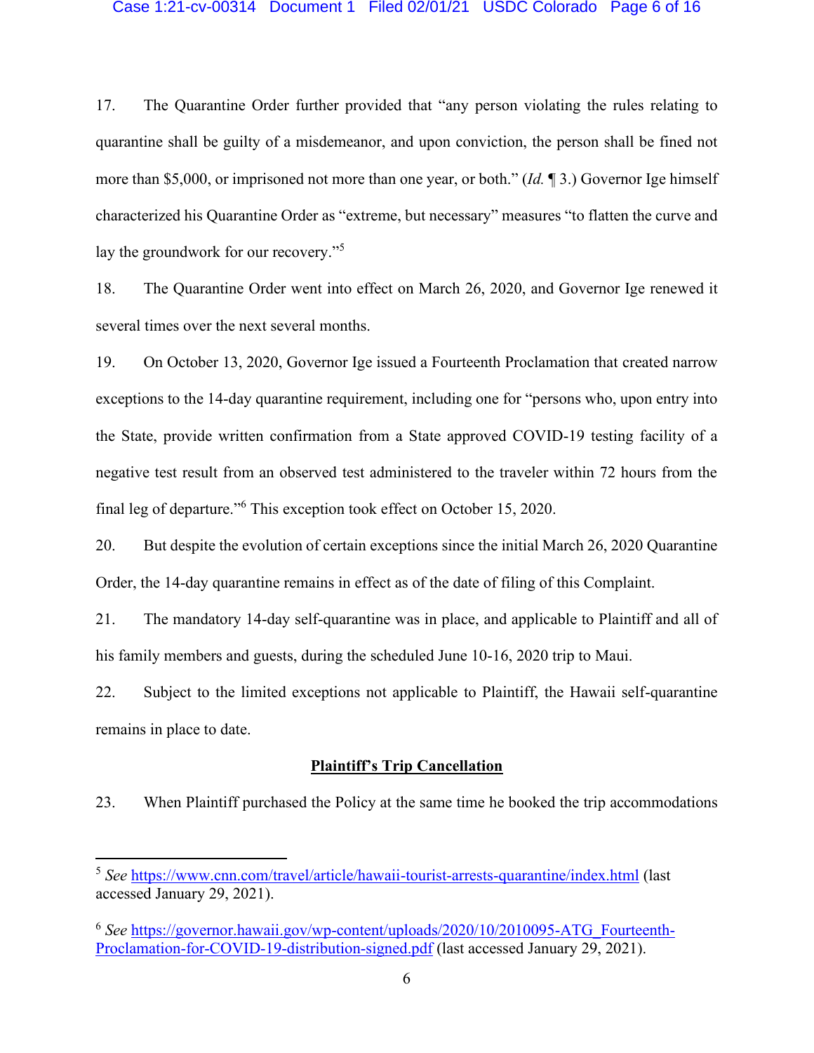17. The Quarantine Order further provided that "any person violating the rules relating to quarantine shall be guilty of a misdemeanor, and upon conviction, the person shall be fined not more than $5,000, or imprisoned not more than one year, or both." (*Id.* ¶ 3.) Governor Ige himself characterized his Quarantine Order as "extreme, but necessary" measures "to flatten the curve and lay the groundwork for our recovery."[5]

18. The Quarantine Order went into effect on March 26, 2020, and Governor Ige renewed it several times over the next several months.

19. On October 13, 2020, Governor Ige issued a Fourteenth Proclamation that created narrow exceptions to the 14-day quarantine requirement, including one for "persons who, upon entry into the State, provide written confirmation from a State approved COVID-19 testing facility of a negative test result from an observed test administered to the traveler within 72 hours from the final leg of departure."[6] This exception took effect on October 15, 2020.

20. But despite the evolution of certain exceptions since the initial March 26, 2020 Quarantine Order, the 14-day quarantine remains in effect as of the date of filing of this Complaint.

21. The mandatory 14-day self-quarantine was in place, and applicable to Plaintiff and all of his family members and guests, during the scheduled June 10-16, 2020 trip to Maui.

22. Subject to the limited exceptions not applicable to Plaintiff, the Hawaii self-quarantine remains in place to date.

**<u>Plaintiff's Trip Cancellation</u>**

23. When Plaintiff purchased the Policy at the same time he booked the trip accommodations

---

[5] *See* https://www.cnn.com/travel/article/hawaii-tourist-arrests-quarantine/index.html (last accessed January 29, 2021).

[6] *See* https://governor.hawaii.gov/wp-content/uploads/2020/10/2010095-ATG_Fourteenth-Proclamation-for-COVID-19-distribution-signed.pdf (last accessed January 29, 2021).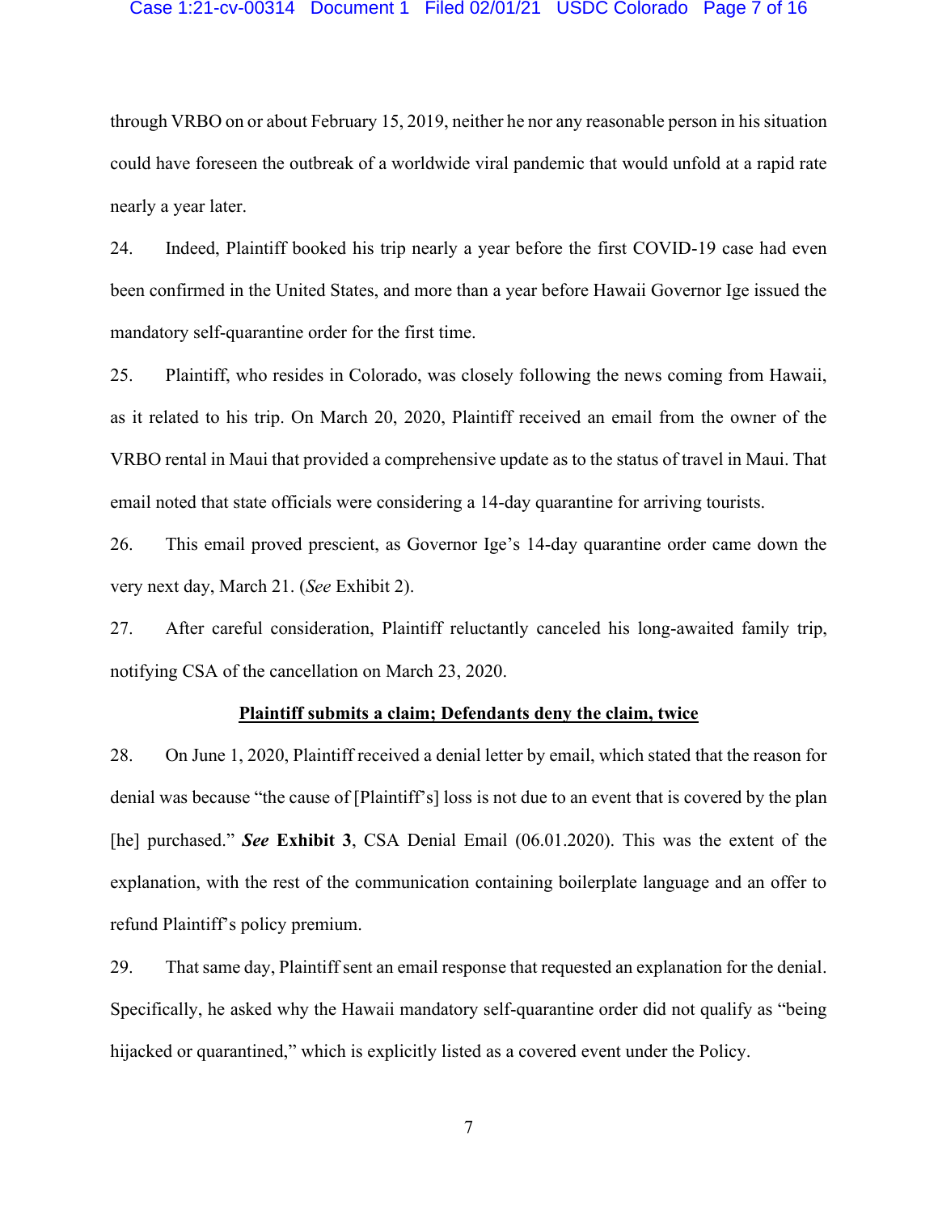through VRBO on or about February 15, 2019, neither he nor any reasonable person in his situation could have foreseen the outbreak of a worldwide viral pandemic that would unfold at a rapid rate nearly a year later.

24. Indeed, Plaintiff booked his trip nearly a year before the first COVID-19 case had even been confirmed in the United States, and more than a year before Hawaii Governor Ige issued the mandatory self-quarantine order for the first time.

25. Plaintiff, who resides in Colorado, was closely following the news coming from Hawaii, as it related to his trip. On March 20, 2020, Plaintiff received an email from the owner of the VRBO rental in Maui that provided a comprehensive update as to the status of travel in Maui. That email noted that state officials were considering a 14-day quarantine for arriving tourists.

26. This email proved prescient, as Governor Ige's 14-day quarantine order came down the very next day, March 21. (*See* Exhibit 2).

27. After careful consideration, Plaintiff reluctantly canceled his long-awaited family trip, notifying CSA of the cancellation on March 23, 2020.

**Plaintiff submits a claim; Defendants deny the claim, twice**

28. On June 1, 2020, Plaintiff received a denial letter by email, which stated that the reason for denial was because "the cause of [Plaintiff's] loss is not due to an event that is covered by the plan [he] purchased." ***See* Exhibit 3**, CSA Denial Email (06.01.2020). This was the extent of the explanation, with the rest of the communication containing boilerplate language and an offer to refund Plaintiff's policy premium.

29. That same day, Plaintiff sent an email response that requested an explanation for the denial. Specifically, he asked why the Hawaii mandatory self-quarantine order did not qualify as "being hijacked or quarantined," which is explicitly listed as a covered event under the Policy.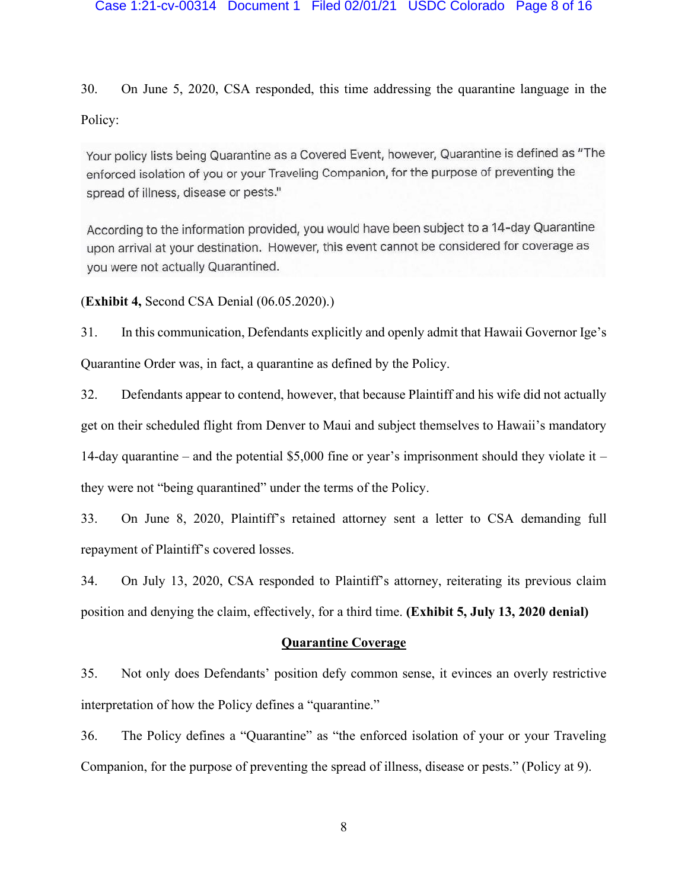30. On June 5, 2020, CSA responded, this time addressing the quarantine language in the Policy:

> Your policy lists being Quarantine as a Covered Event, however, Quarantine is defined as "The enforced isolation of you or your Traveling Companion, for the purpose of preventing the spread of illness, disease or pests."
>
> According to the information provided, you would have been subject to a 14-day Quarantine upon arrival at your destination. However, this event cannot be considered for coverage as you were not actually Quarantined.

(**Exhibit 4,** Second CSA Denial (06.05.2020).)

31. In this communication, Defendants explicitly and openly admit that Hawaii Governor Ige's Quarantine Order was, in fact, a quarantine as defined by the Policy.

32. Defendants appear to contend, however, that because Plaintiff and his wife did not actually get on their scheduled flight from Denver to Maui and subject themselves to Hawaii's mandatory 14-day quarantine – and the potential $5,000 fine or year's imprisonment should they violate it – they were not "being quarantined" under the terms of the Policy.

33. On June 8, 2020, Plaintiff's retained attorney sent a letter to CSA demanding full repayment of Plaintiff's covered losses.

34. On July 13, 2020, CSA responded to Plaintiff's attorney, reiterating its previous claim position and denying the claim, effectively, for a third time. **(Exhibit 5, July 13, 2020 denial)**

**<u>Quarantine Coverage</u>**

35. Not only does Defendants' position defy common sense, it evinces an overly restrictive interpretation of how the Policy defines a "quarantine."

36. The Policy defines a "Quarantine" as "the enforced isolation of your or your Traveling Companion, for the purpose of preventing the spread of illness, disease or pests." (Policy at 9).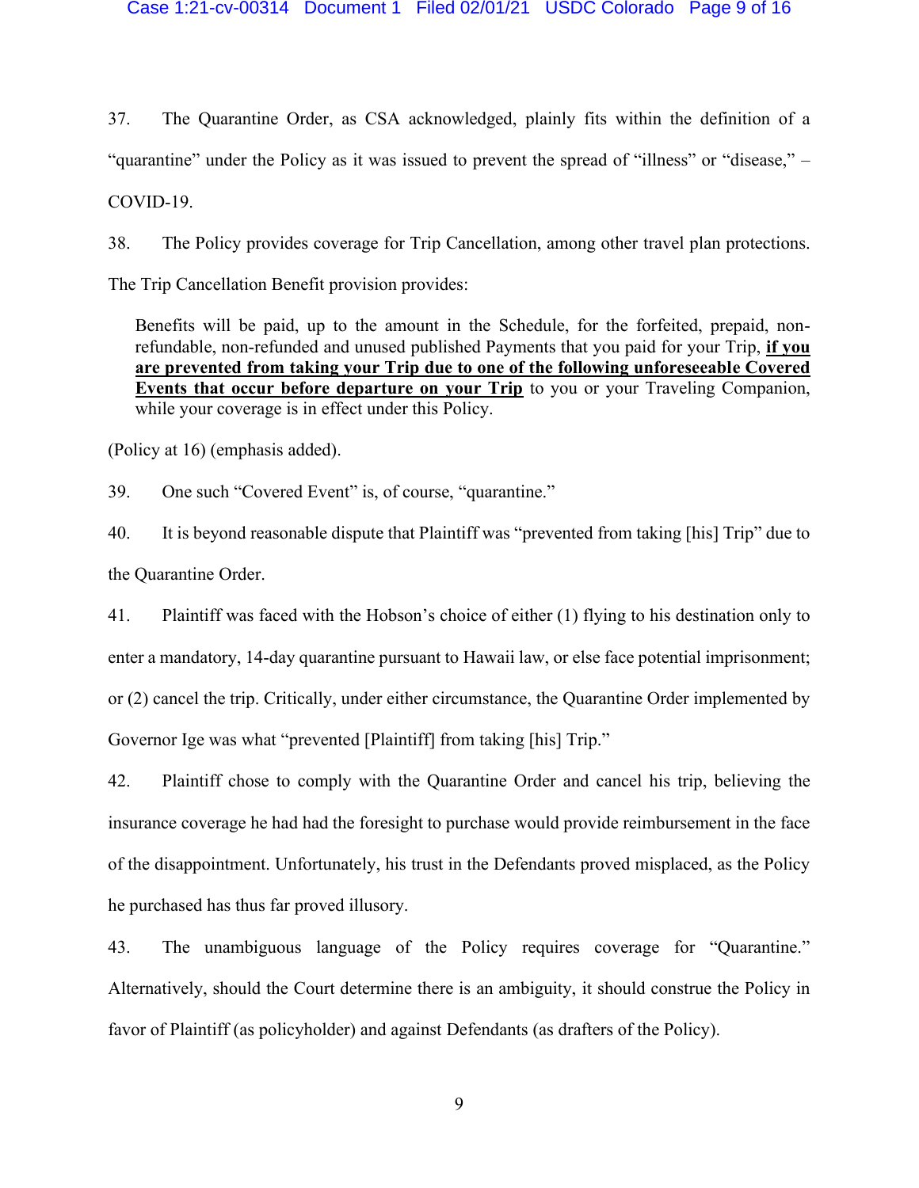37. The Quarantine Order, as CSA acknowledged, plainly fits within the definition of a "quarantine" under the Policy as it was issued to prevent the spread of "illness" or "disease," – COVID-19.

38. The Policy provides coverage for Trip Cancellation, among other travel plan protections. The Trip Cancellation Benefit provision provides:

> Benefits will be paid, up to the amount in the Schedule, for the forfeited, prepaid, non-refundable, non-refunded and unused published Payments that you paid for your Trip, <u>**if you are prevented from taking your Trip due to one of the following unforeseeable Covered Events that occur before departure on your Trip**</u> to you or your Traveling Companion, while your coverage is in effect under this Policy.

(Policy at 16) (emphasis added).

39. One such "Covered Event" is, of course, "quarantine."

40. It is beyond reasonable dispute that Plaintiff was "prevented from taking [his] Trip" due to the Quarantine Order.

41. Plaintiff was faced with the Hobson's choice of either (1) flying to his destination only to enter a mandatory, 14-day quarantine pursuant to Hawaii law, or else face potential imprisonment; or (2) cancel the trip. Critically, under either circumstance, the Quarantine Order implemented by Governor Ige was what "prevented [Plaintiff] from taking [his] Trip."

42. Plaintiff chose to comply with the Quarantine Order and cancel his trip, believing the insurance coverage he had had the foresight to purchase would provide reimbursement in the face of the disappointment. Unfortunately, his trust in the Defendants proved misplaced, as the Policy he purchased has thus far proved illusory.

43. The unambiguous language of the Policy requires coverage for "Quarantine." Alternatively, should the Court determine there is an ambiguity, it should construe the Policy in favor of Plaintiff (as policyholder) and against Defendants (as drafters of the Policy).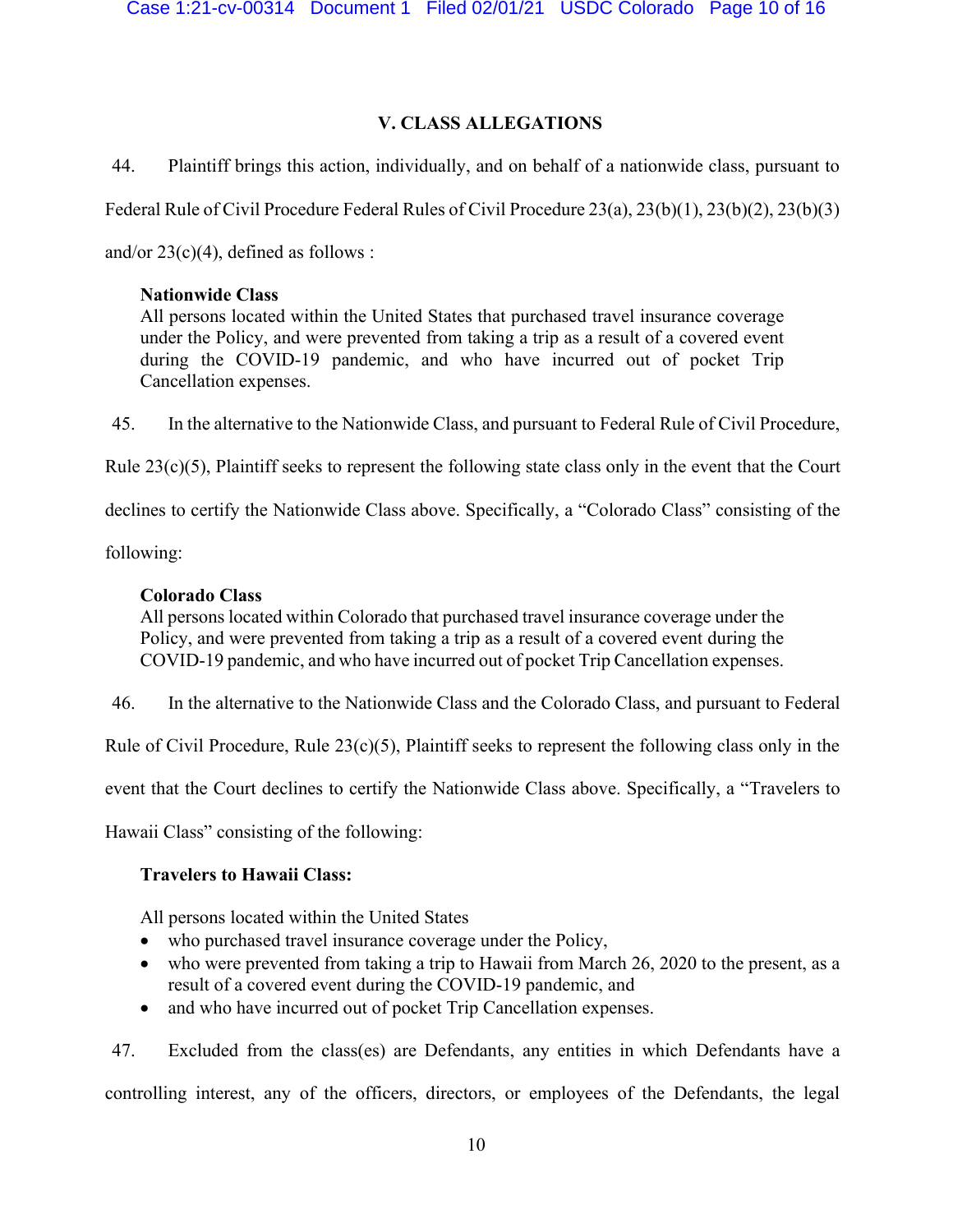## V. CLASS ALLEGATIONS

44. Plaintiff brings this action, individually, and on behalf of a nationwide class, pursuant to Federal Rule of Civil Procedure Federal Rules of Civil Procedure 23(a), 23(b)(1), 23(b)(2), 23(b)(3) and/or 23(c)(4), defined as follows :

> **Nationwide Class**
> All persons located within the United States that purchased travel insurance coverage under the Policy, and were prevented from taking a trip as a result of a covered event during the COVID-19 pandemic, and who have incurred out of pocket Trip Cancellation expenses.

45. In the alternative to the Nationwide Class, and pursuant to Federal Rule of Civil Procedure, Rule 23(c)(5), Plaintiff seeks to represent the following state class only in the event that the Court declines to certify the Nationwide Class above. Specifically, a "Colorado Class" consisting of the following:

> **Colorado Class**
> All persons located within Colorado that purchased travel insurance coverage under the Policy, and were prevented from taking a trip as a result of a covered event during the COVID-19 pandemic, and who have incurred out of pocket Trip Cancellation expenses.

46. In the alternative to the Nationwide Class and the Colorado Class, and pursuant to Federal Rule of Civil Procedure, Rule 23(c)(5), Plaintiff seeks to represent the following class only in the event that the Court declines to certify the Nationwide Class above. Specifically, a "Travelers to Hawaii Class" consisting of the following:

> **Travelers to Hawaii Class:**
>
> All persons located within the United States
> - who purchased travel insurance coverage under the Policy,
> - who were prevented from taking a trip to Hawaii from March 26, 2020 to the present, as a result of a covered event during the COVID-19 pandemic, and
> - and who have incurred out of pocket Trip Cancellation expenses.

47. Excluded from the class(es) are Defendants, any entities in which Defendants have a controlling interest, any of the officers, directors, or employees of the Defendants, the legal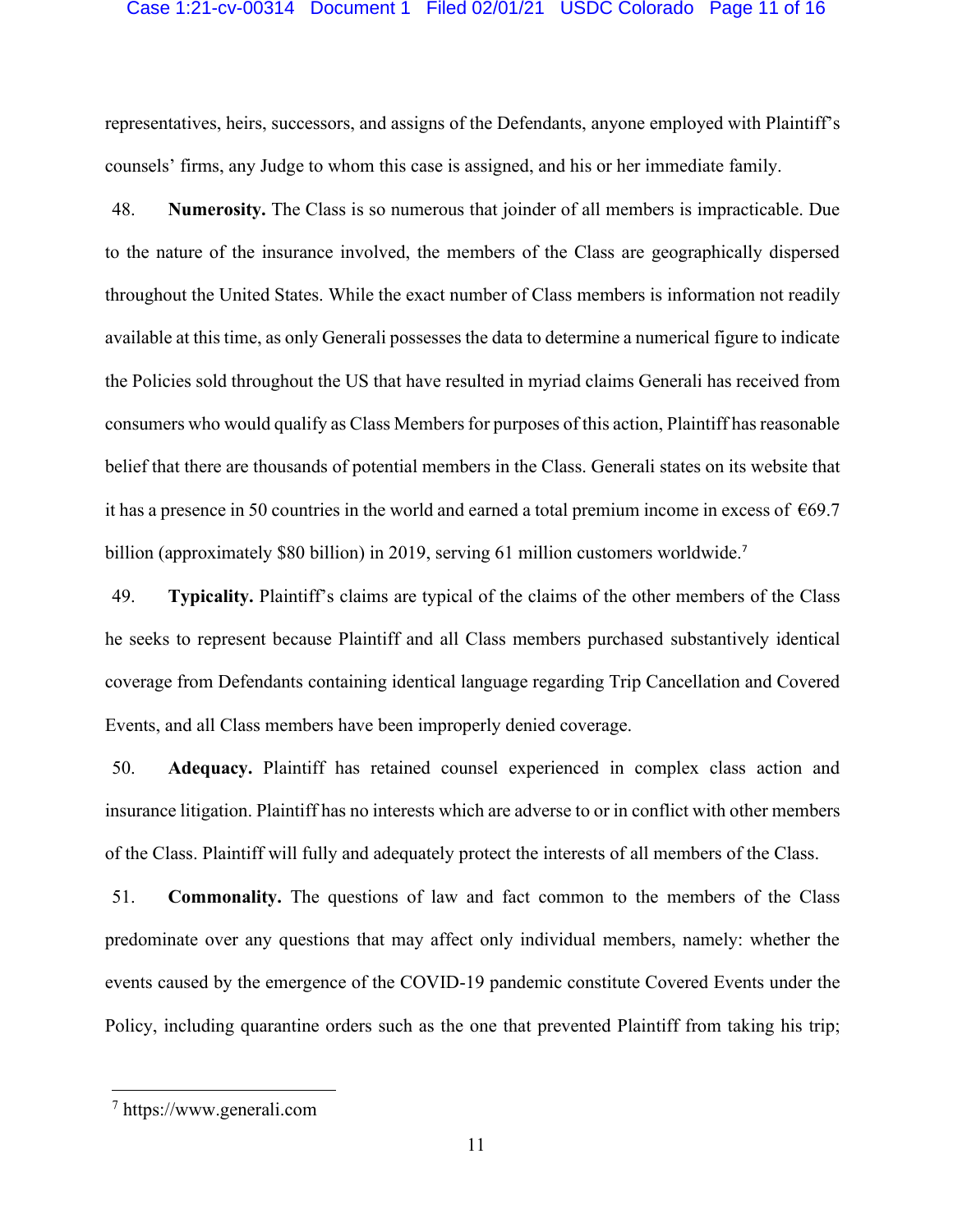representatives, heirs, successors, and assigns of the Defendants, anyone employed with Plaintiff's counsels' firms, any Judge to whom this case is assigned, and his or her immediate family.

48. **Numerosity.** The Class is so numerous that joinder of all members is impracticable. Due to the nature of the insurance involved, the members of the Class are geographically dispersed throughout the United States. While the exact number of Class members is information not readily available at this time, as only Generali possesses the data to determine a numerical figure to indicate the Policies sold throughout the US that have resulted in myriad claims Generali has received from consumers who would qualify as Class Members for purposes of this action, Plaintiff has reasonable belief that there are thousands of potential members in the Class. Generali states on its website that it has a presence in 50 countries in the world and earned a total premium income in excess of €69.7 billion (approximately $80 billion) in 2019, serving 61 million customers worldwide.[7]

49. **Typicality.** Plaintiff's claims are typical of the claims of the other members of the Class he seeks to represent because Plaintiff and all Class members purchased substantively identical coverage from Defendants containing identical language regarding Trip Cancellation and Covered Events, and all Class members have been improperly denied coverage.

50. **Adequacy.** Plaintiff has retained counsel experienced in complex class action and insurance litigation. Plaintiff has no interests which are adverse to or in conflict with other members of the Class. Plaintiff will fully and adequately protect the interests of all members of the Class.

51. **Commonality.** The questions of law and fact common to the members of the Class predominate over any questions that may affect only individual members, namely: whether the events caused by the emergence of the COVID-19 pandemic constitute Covered Events under the Policy, including quarantine orders such as the one that prevented Plaintiff from taking his trip;

---

[7] https://www.generali.com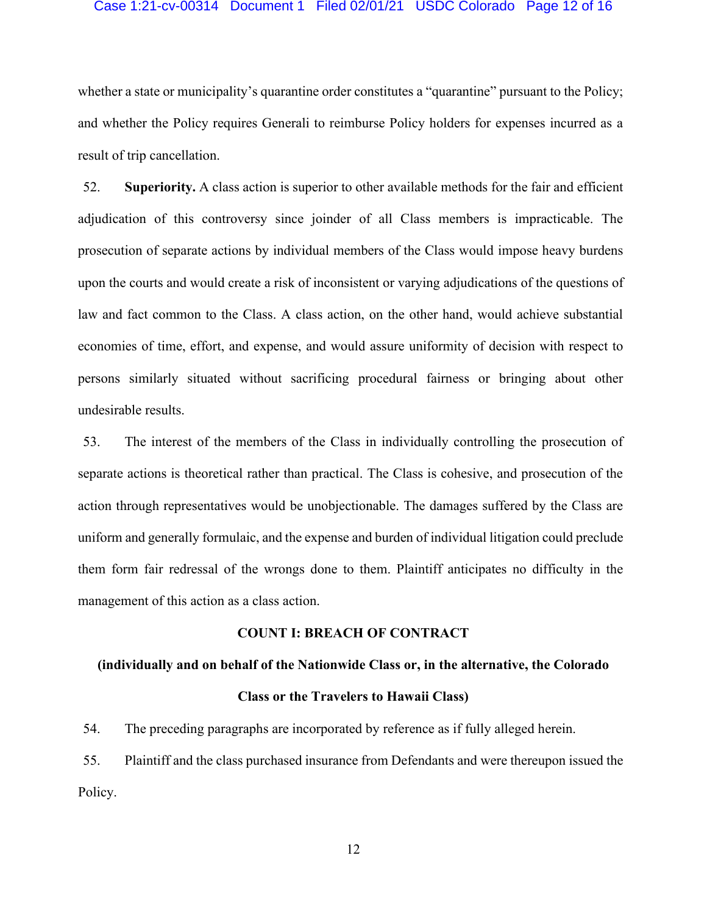whether a state or municipality's quarantine order constitutes a "quarantine" pursuant to the Policy; and whether the Policy requires Generali to reimburse Policy holders for expenses incurred as a result of trip cancellation.

52. **Superiority.** A class action is superior to other available methods for the fair and efficient adjudication of this controversy since joinder of all Class members is impracticable. The prosecution of separate actions by individual members of the Class would impose heavy burdens upon the courts and would create a risk of inconsistent or varying adjudications of the questions of law and fact common to the Class. A class action, on the other hand, would achieve substantial economies of time, effort, and expense, and would assure uniformity of decision with respect to persons similarly situated without sacrificing procedural fairness or bringing about other undesirable results.

53. The interest of the members of the Class in individually controlling the prosecution of separate actions is theoretical rather than practical. The Class is cohesive, and prosecution of the action through representatives would be unobjectionable. The damages suffered by the Class are uniform and generally formulaic, and the expense and burden of individual litigation could preclude them form fair redressal of the wrongs done to them. Plaintiff anticipates no difficulty in the management of this action as a class action.

## COUNT I: BREACH OF CONTRACT

### (individually and on behalf of the Nationwide Class or, in the alternative, the Colorado Class or the Travelers to Hawaii Class)

54. The preceding paragraphs are incorporated by reference as if fully alleged herein.

55. Plaintiff and the class purchased insurance from Defendants and were thereupon issued the Policy.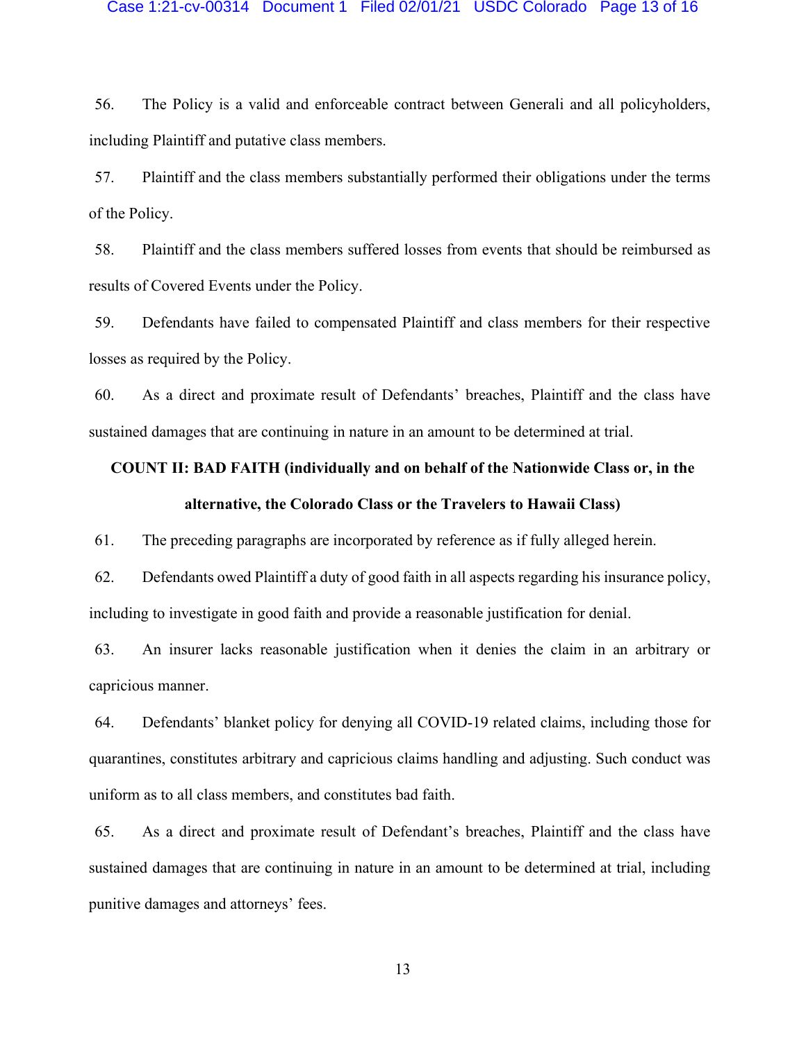56. The Policy is a valid and enforceable contract between Generali and all policyholders, including Plaintiff and putative class members.

57. Plaintiff and the class members substantially performed their obligations under the terms of the Policy.

58. Plaintiff and the class members suffered losses from events that should be reimbursed as results of Covered Events under the Policy.

59. Defendants have failed to compensated Plaintiff and class members for their respective losses as required by the Policy.

60. As a direct and proximate result of Defendants' breaches, Plaintiff and the class have sustained damages that are continuing in nature in an amount to be determined at trial.

**COUNT II: BAD FAITH (individually and on behalf of the Nationwide Class or, in the alternative, the Colorado Class or the Travelers to Hawaii Class)**

61. The preceding paragraphs are incorporated by reference as if fully alleged herein.

62. Defendants owed Plaintiff a duty of good faith in all aspects regarding his insurance policy, including to investigate in good faith and provide a reasonable justification for denial.

63. An insurer lacks reasonable justification when it denies the claim in an arbitrary or capricious manner.

64. Defendants' blanket policy for denying all COVID-19 related claims, including those for quarantines, constitutes arbitrary and capricious claims handling and adjusting. Such conduct was uniform as to all class members, and constitutes bad faith.

65. As a direct and proximate result of Defendant's breaches, Plaintiff and the class have sustained damages that are continuing in nature in an amount to be determined at trial, including punitive damages and attorneys' fees.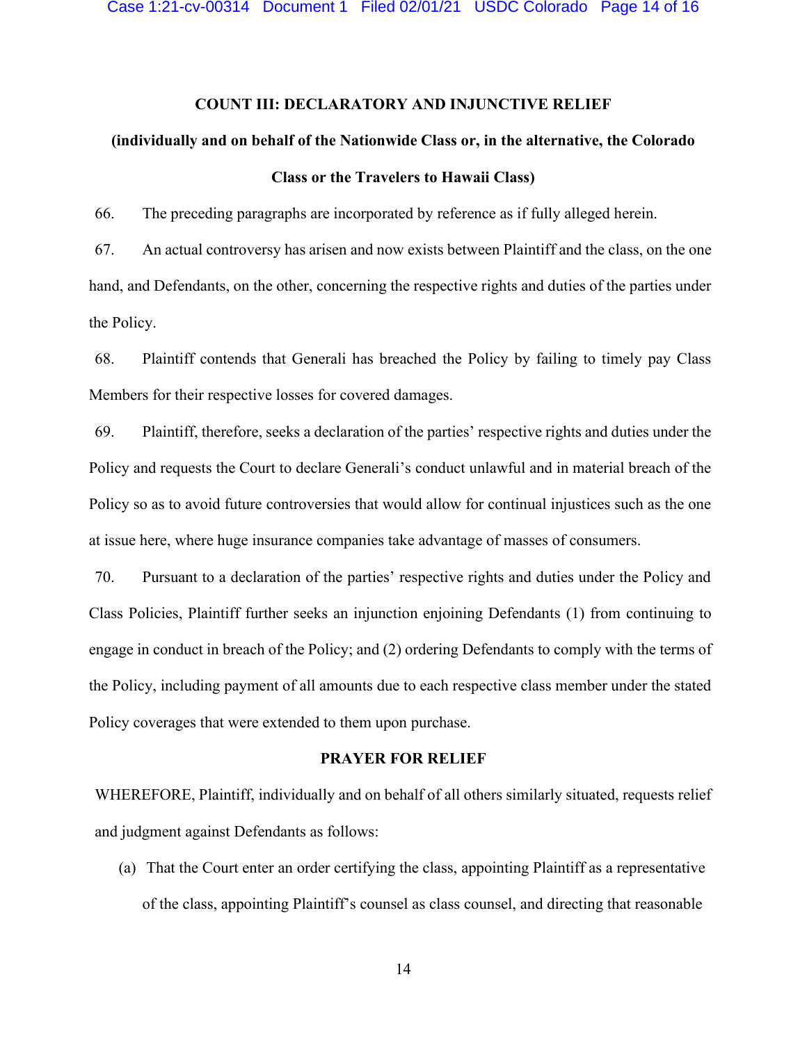**COUNT III: DECLARATORY AND INJUNCTIVE RELIEF**

**(individually and on behalf of the Nationwide Class or, in the alternative, the Colorado Class or the Travelers to Hawaii Class)**

66. The preceding paragraphs are incorporated by reference as if fully alleged herein.

67. An actual controversy has arisen and now exists between Plaintiff and the class, on the one hand, and Defendants, on the other, concerning the respective rights and duties of the parties under the Policy.

68. Plaintiff contends that Generali has breached the Policy by failing to timely pay Class Members for their respective losses for covered damages.

69. Plaintiff, therefore, seeks a declaration of the parties' respective rights and duties under the Policy and requests the Court to declare Generali's conduct unlawful and in material breach of the Policy so as to avoid future controversies that would allow for continual injustices such as the one at issue here, where huge insurance companies take advantage of masses of consumers.

70. Pursuant to a declaration of the parties' respective rights and duties under the Policy and Class Policies, Plaintiff further seeks an injunction enjoining Defendants (1) from continuing to engage in conduct in breach of the Policy; and (2) ordering Defendants to comply with the terms of the Policy, including payment of all amounts due to each respective class member under the stated Policy coverages that were extended to them upon purchase.

**PRAYER FOR RELIEF**

WHEREFORE, Plaintiff, individually and on behalf of all others similarly situated, requests relief and judgment against Defendants as follows:

(a) That the Court enter an order certifying the class, appointing Plaintiff as a representative of the class, appointing Plaintiff's counsel as class counsel, and directing that reasonable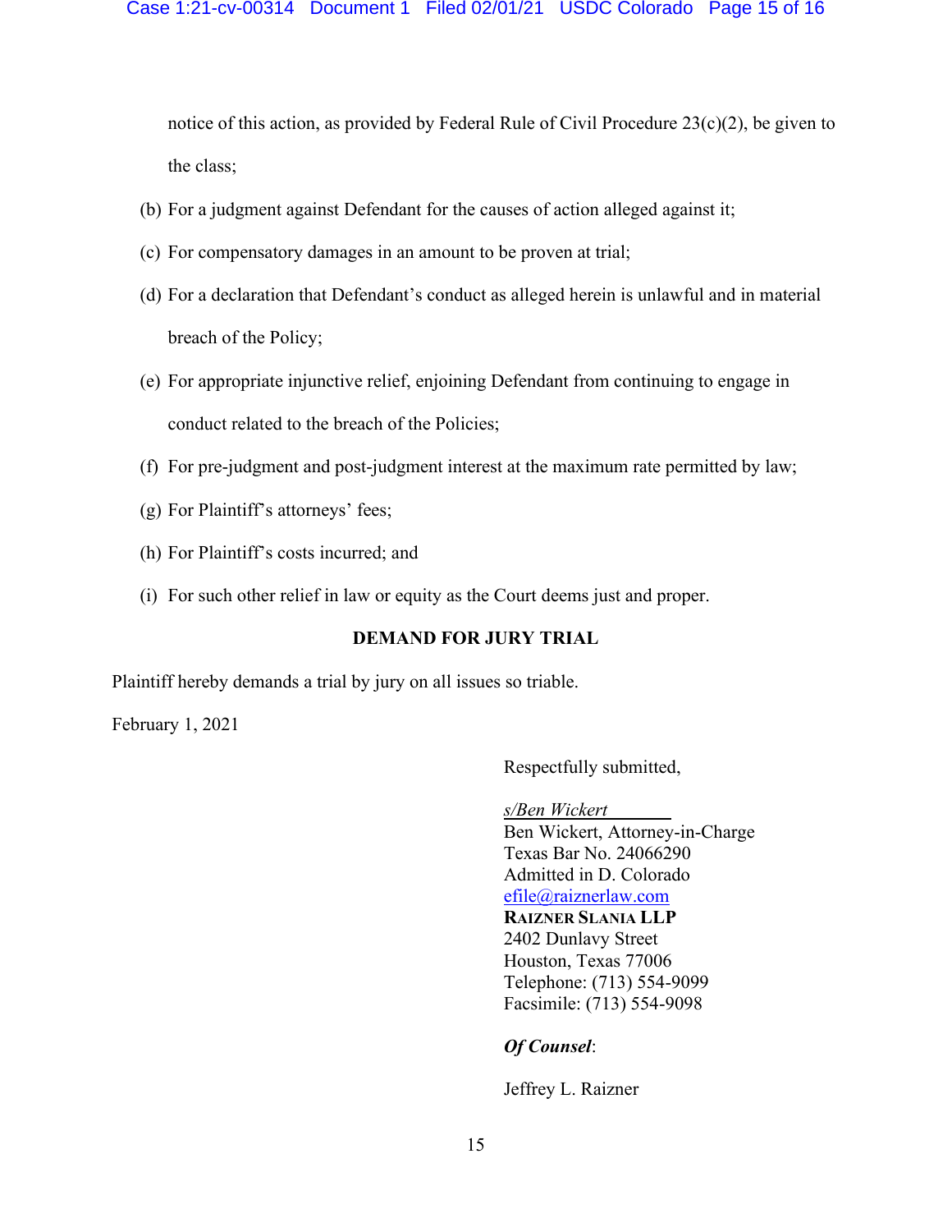notice of this action, as provided by Federal Rule of Civil Procedure 23(c)(2), be given to the class;

(b) For a judgment against Defendant for the causes of action alleged against it;

(c) For compensatory damages in an amount to be proven at trial;

(d) For a declaration that Defendant's conduct as alleged herein is unlawful and in material breach of the Policy;

(e) For appropriate injunctive relief, enjoining Defendant from continuing to engage in conduct related to the breach of the Policies;

(f) For pre-judgment and post-judgment interest at the maximum rate permitted by law;

(g) For Plaintiff's attorneys' fees;

(h) For Plaintiff's costs incurred; and

(i) For such other relief in law or equity as the Court deems just and proper.

**DEMAND FOR JURY TRIAL**

Plaintiff hereby demands a trial by jury on all issues so triable.

February 1, 2021

Respectfully submitted,

*s/Ben Wickert*
Ben Wickert, Attorney-in-Charge
Texas Bar No. 24066290
Admitted in D. Colorado
efile@raiznerlaw.com
**RAIZNER SLANIA LLP**
2402 Dunlavy Street
Houston, Texas 77006
Telephone: (713) 554-9099
Facsimile: (713) 554-9098

***Of Counsel***:

Jeffrey L. Raizner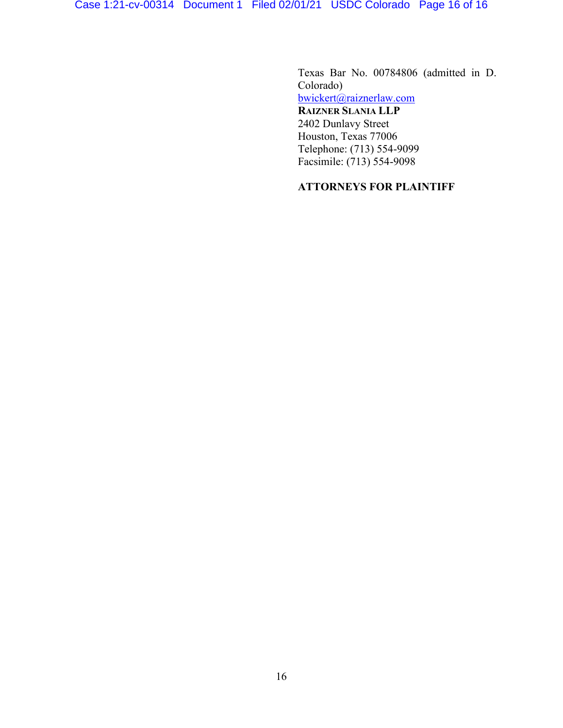Texas Bar No. 00784806 (admitted in D. Colorado)
bwickert@raiznerlaw.com
**RAIZNER SLANIA LLP**
2402 Dunlavy Street
Houston, Texas 77006
Telephone: (713) 554-9099
Facsimile: (713) 554-9098

**ATTORNEYS FOR PLAINTIFF**